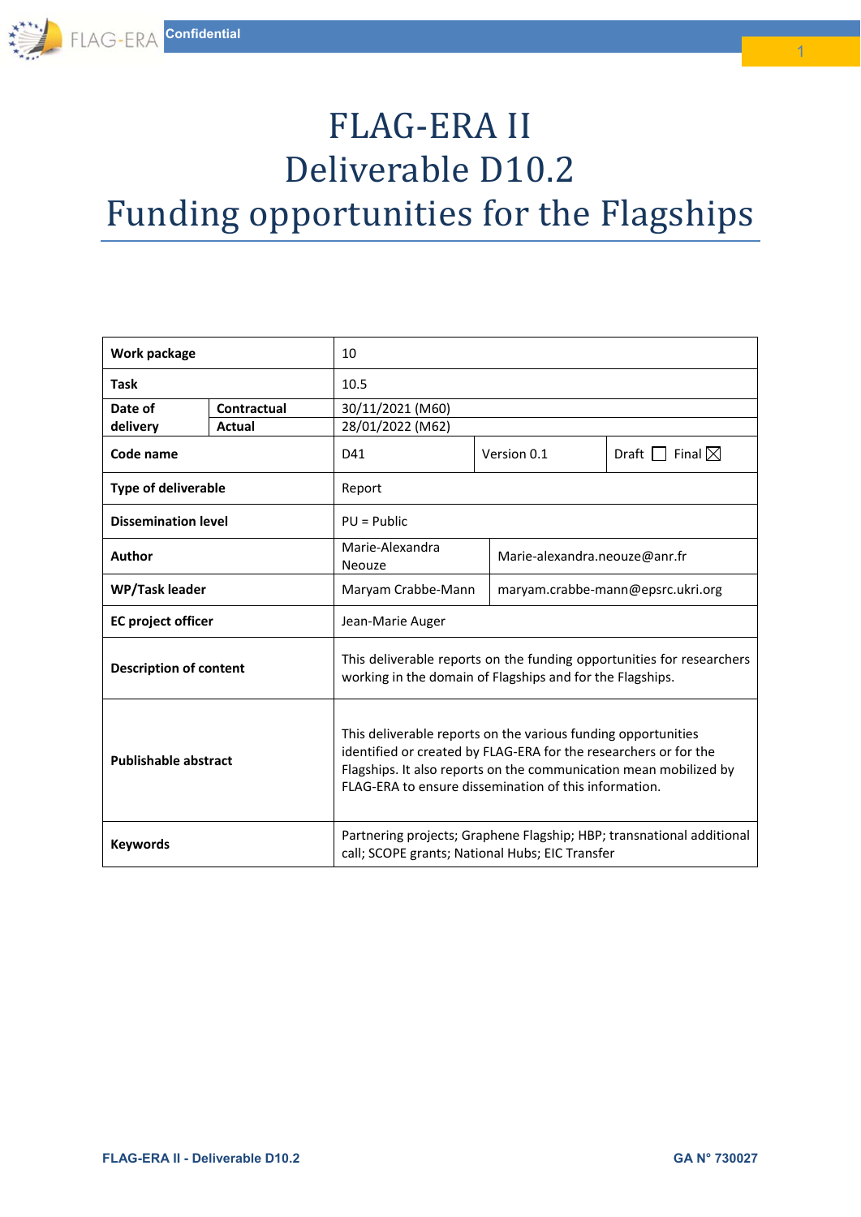# FLAG-ERA II
# Deliverable D10.2
# Funding opportunities for the Flagships

| Work package | | 10 | | |
|---|---|---|---|---|
| Task | | 10.5 | | |
| Date of delivery | Contractual | 30/11/2021 (M60) | | |
| | Actual | 28/01/2022 (M62) | | |
| Code name | | D41 | Version 0.1 | Draft ☐ Final ☒ |
| Type of deliverable | | Report | | |
| Dissemination level | | PU = Public | | |
| Author | | Marie-Alexandra Neouze | Marie-alexandra.neouze@anr.fr | |
| WP/Task leader | | Maryam Crabbe-Mann | maryam.crabbe-mann@epsrc.ukri.org | |
| EC project officer | | Jean-Marie Auger | | |
| Description of content | | This deliverable reports on the funding opportunities for researchers working in the domain of Flagships and for the Flagships. | | |
| Publishable abstract | | This deliverable reports on the various funding opportunities identified or created by FLAG-ERA for the researchers or for the Flagships. It also reports on the communication mean mobilized by FLAG-ERA to ensure dissemination of this information. | | |
| Keywords | | Partnering projects; Graphene Flagship; HBP; transnational additional call; SCOPE grants; National Hubs; EIC Transfer | | |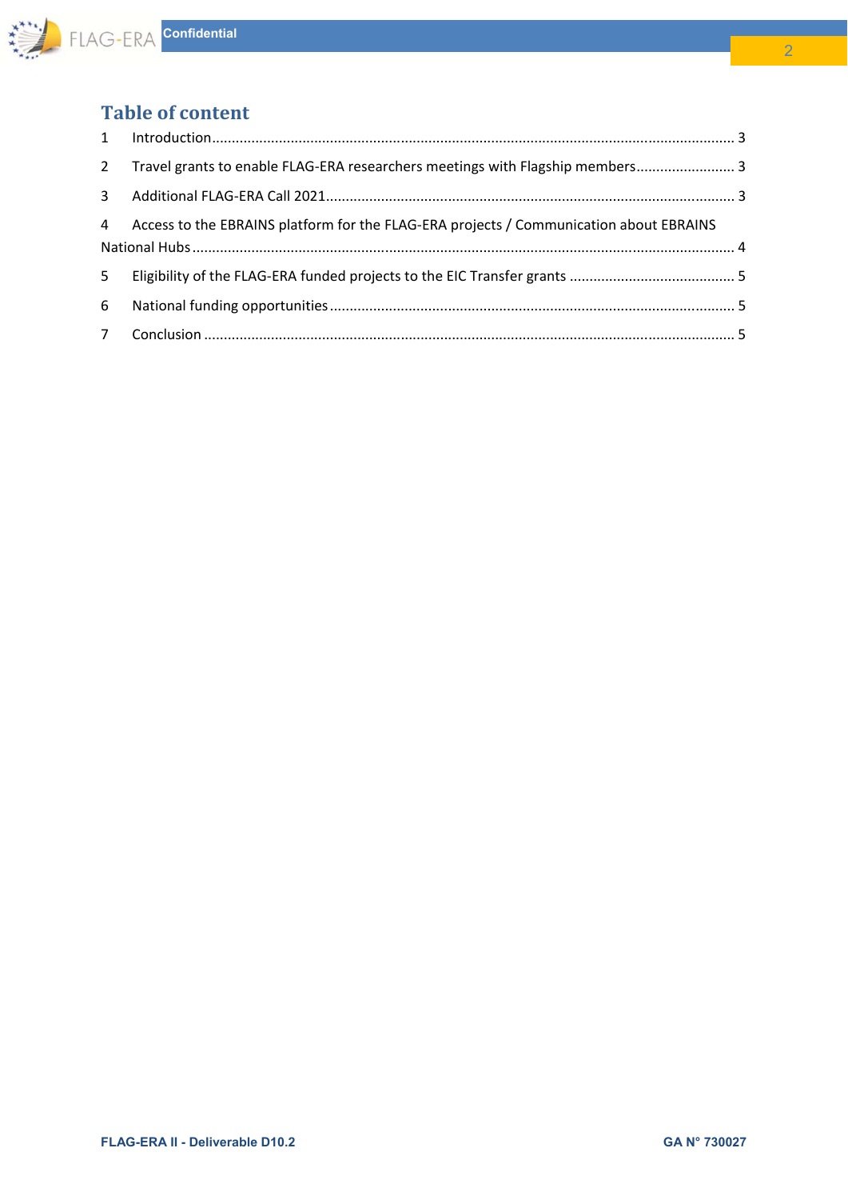# Table of content

1 Introduction .......... 3

2 Travel grants to enable FLAG-ERA researchers meetings with Flagship members .......... 3

3 Additional FLAG-ERA Call 2021 .......... 3

4 Access to the EBRAINS platform for the FLAG-ERA projects / Communication about EBRAINS National Hubs .......... 4

5 Eligibility of the FLAG-ERA funded projects to the EIC Transfer grants .......... 5

6 National funding opportunities .......... 5

7 Conclusion .......... 5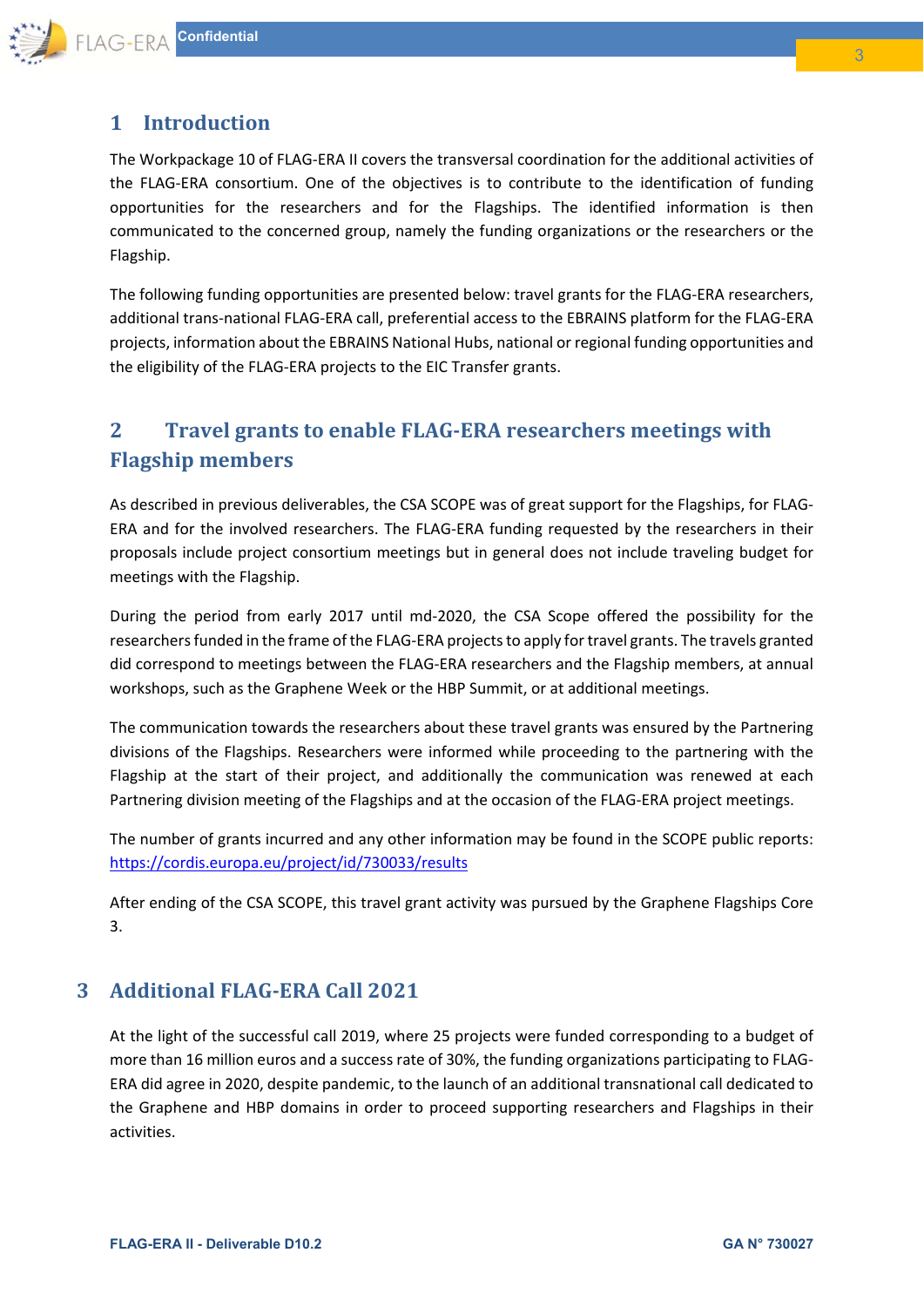# 1 Introduction

The Workpackage 10 of FLAG-ERA II covers the transversal coordination for the additional activities of the FLAG-ERA consortium. One of the objectives is to contribute to the identification of funding opportunities for the researchers and for the Flagships. The identified information is then communicated to the concerned group, namely the funding organizations or the researchers or the Flagship.

The following funding opportunities are presented below: travel grants for the FLAG-ERA researchers, additional trans-national FLAG-ERA call, preferential access to the EBRAINS platform for the FLAG-ERA projects, information about the EBRAINS National Hubs, national or regional funding opportunities and the eligibility of the FLAG-ERA projects to the EIC Transfer grants.

# 2 Travel grants to enable FLAG-ERA researchers meetings with Flagship members

As described in previous deliverables, the CSA SCOPE was of great support for the Flagships, for FLAG-ERA and for the involved researchers. The FLAG-ERA funding requested by the researchers in their proposals include project consortium meetings but in general does not include traveling budget for meetings with the Flagship.

During the period from early 2017 until md-2020, the CSA Scope offered the possibility for the researchers funded in the frame of the FLAG-ERA projects to apply for travel grants. The travels granted did correspond to meetings between the FLAG-ERA researchers and the Flagship members, at annual workshops, such as the Graphene Week or the HBP Summit, or at additional meetings.

The communication towards the researchers about these travel grants was ensured by the Partnering divisions of the Flagships. Researchers were informed while proceeding to the partnering with the Flagship at the start of their project, and additionally the communication was renewed at each Partnering division meeting of the Flagships and at the occasion of the FLAG-ERA project meetings.

The number of grants incurred and any other information may be found in the SCOPE public reports: https://cordis.europa.eu/project/id/730033/results

After ending of the CSA SCOPE, this travel grant activity was pursued by the Graphene Flagships Core 3.

# 3 Additional FLAG-ERA Call 2021

At the light of the successful call 2019, where 25 projects were funded corresponding to a budget of more than 16 million euros and a success rate of 30%, the funding organizations participating to FLAG-ERA did agree in 2020, despite pandemic, to the launch of an additional transnational call dedicated to the Graphene and HBP domains in order to proceed supporting researchers and Flagships in their activities.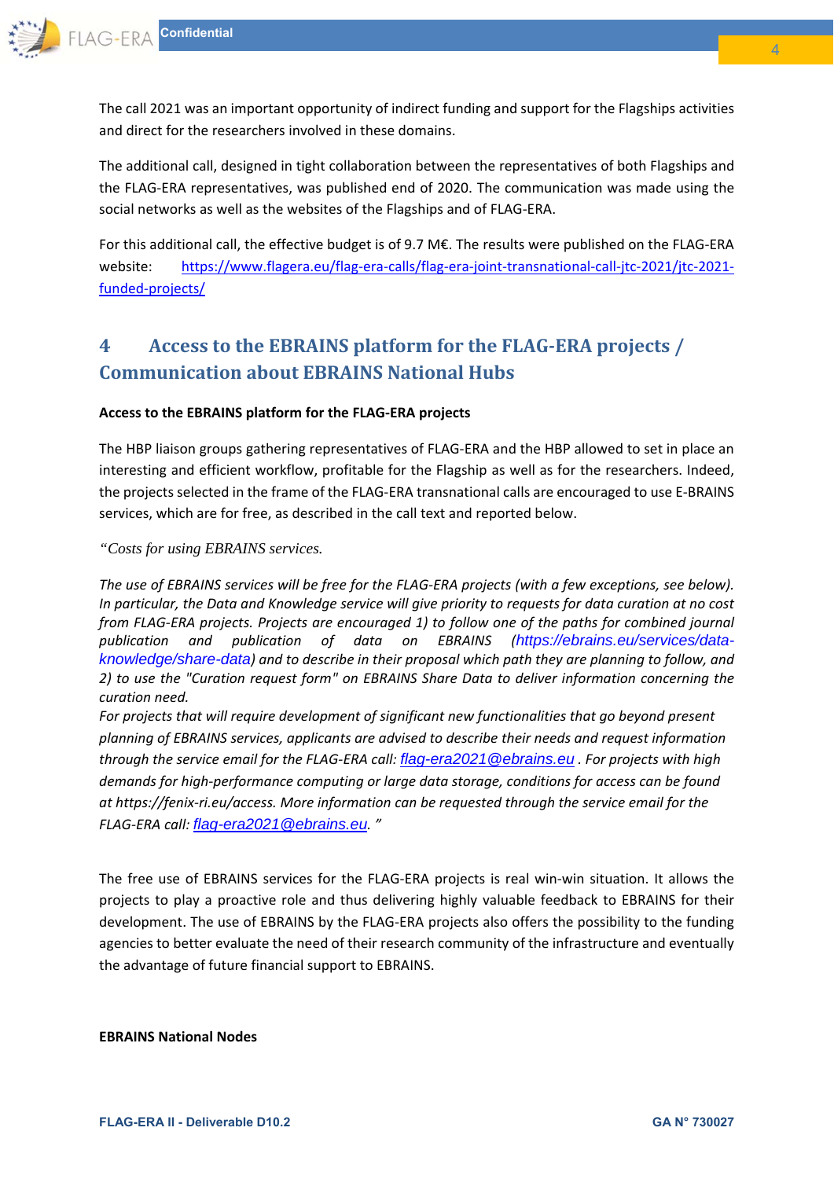The call 2021 was an important opportunity of indirect funding and support for the Flagships activities and direct for the researchers involved in these domains.

The additional call, designed in tight collaboration between the representatives of both Flagships and the FLAG-ERA representatives, was published end of 2020. The communication was made using the social networks as well as the websites of the Flagships and of FLAG-ERA.

For this additional call, the effective budget is of 9.7 M€. The results were published on the FLAG-ERA website: https://www.flagera.eu/flag-era-calls/flag-era-joint-transnational-call-jtc-2021/jtc-2021-funded-projects/

# 4 Access to the EBRAINS platform for the FLAG-ERA projects / Communication about EBRAINS National Hubs

**Access to the EBRAINS platform for the FLAG-ERA projects**

The HBP liaison groups gathering representatives of FLAG-ERA and the HBP allowed to set in place an interesting and efficient workflow, profitable for the Flagship as well as for the researchers. Indeed, the projects selected in the frame of the FLAG-ERA transnational calls are encouraged to use E-BRAINS services, which are for free, as described in the call text and reported below.

*"Costs for using EBRAINS services.*

*The use of EBRAINS services will be free for the FLAG-ERA projects (with a few exceptions, see below). In particular, the Data and Knowledge service will give priority to requests for data curation at no cost from FLAG-ERA projects. Projects are encouraged 1) to follow one of the paths for combined journal publication and publication of data on EBRAINS (https://ebrains.eu/services/data-knowledge/share-data) and to describe in their proposal which path they are planning to follow, and 2) to use the "Curation request form" on EBRAINS Share Data to deliver information concerning the curation need.*
*For projects that will require development of significant new functionalities that go beyond present planning of EBRAINS services, applicants are advised to describe their needs and request information through the service email for the FLAG-ERA call: flag-era2021@ebrains.eu . For projects with high demands for high-performance computing or large data storage, conditions for access can be found at https://fenix-ri.eu/access. More information can be requested through the service email for the FLAG-ERA call: flag-era2021@ebrains.eu. "*

The free use of EBRAINS services for the FLAG-ERA projects is real win-win situation. It allows the projects to play a proactive role and thus delivering highly valuable feedback to EBRAINS for their development. The use of EBRAINS by the FLAG-ERA projects also offers the possibility to the funding agencies to better evaluate the need of their research community of the infrastructure and eventually the advantage of future financial support to EBRAINS.

**EBRAINS National Nodes**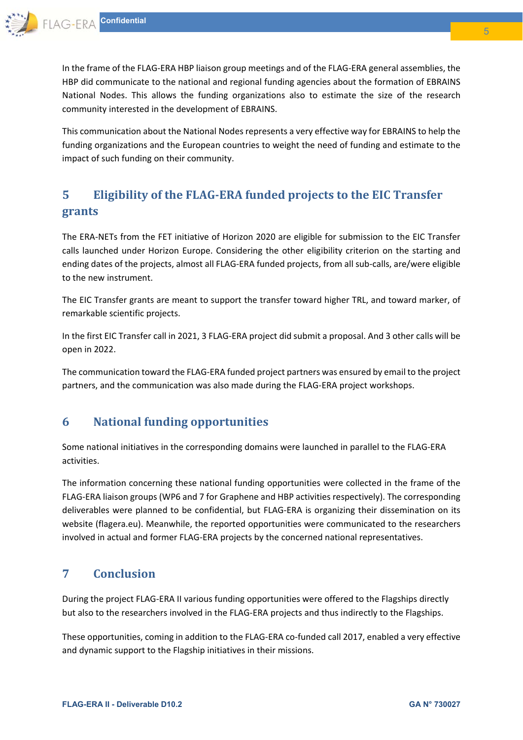In the frame of the FLAG-ERA HBP liaison group meetings and of the FLAG-ERA general assemblies, the HBP did communicate to the national and regional funding agencies about the formation of EBRAINS National Nodes. This allows the funding organizations also to estimate the size of the research community interested in the development of EBRAINS.

This communication about the National Nodes represents a very effective way for EBRAINS to help the funding organizations and the European countries to weight the need of funding and estimate to the impact of such funding on their community.

# 5 Eligibility of the FLAG-ERA funded projects to the EIC Transfer grants

The ERA-NETs from the FET initiative of Horizon 2020 are eligible for submission to the EIC Transfer calls launched under Horizon Europe. Considering the other eligibility criterion on the starting and ending dates of the projects, almost all FLAG-ERA funded projects, from all sub-calls, are/were eligible to the new instrument.

The EIC Transfer grants are meant to support the transfer toward higher TRL, and toward marker, of remarkable scientific projects.

In the first EIC Transfer call in 2021, 3 FLAG-ERA project did submit a proposal. And 3 other calls will be open in 2022.

The communication toward the FLAG-ERA funded project partners was ensured by email to the project partners, and the communication was also made during the FLAG-ERA project workshops.

# 6 National funding opportunities

Some national initiatives in the corresponding domains were launched in parallel to the FLAG-ERA activities.

The information concerning these national funding opportunities were collected in the frame of the FLAG-ERA liaison groups (WP6 and 7 for Graphene and HBP activities respectively). The corresponding deliverables were planned to be confidential, but FLAG-ERA is organizing their dissemination on its website (flagera.eu). Meanwhile, the reported opportunities were communicated to the researchers involved in actual and former FLAG-ERA projects by the concerned national representatives.

# 7 Conclusion

During the project FLAG-ERA II various funding opportunities were offered to the Flagships directly but also to the researchers involved in the FLAG-ERA projects and thus indirectly to the Flagships.

These opportunities, coming in addition to the FLAG-ERA co-funded call 2017, enabled a very effective and dynamic support to the Flagship initiatives in their missions.